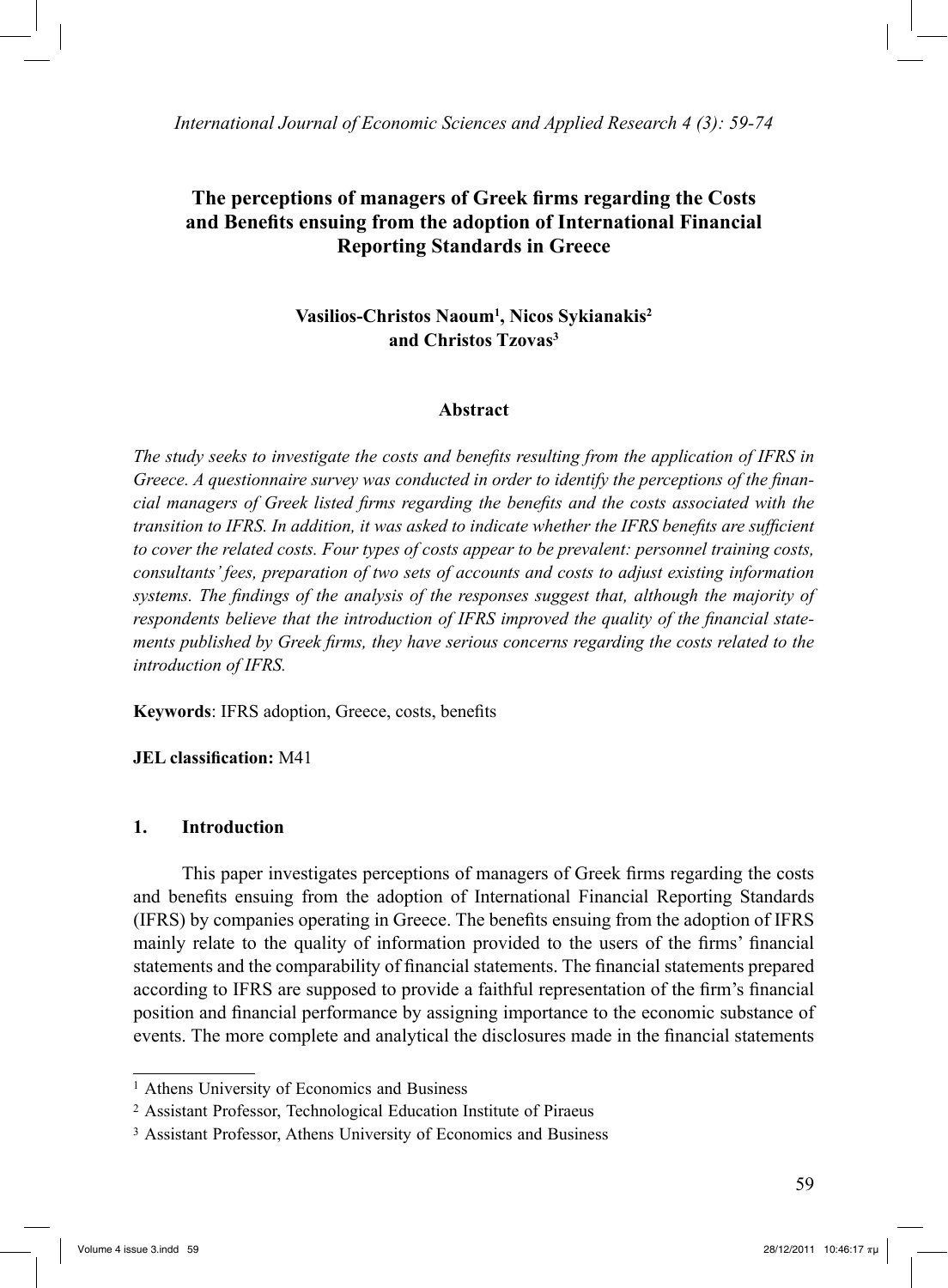# The perceptions of managers of Greek firms regarding the Costs and Benefits ensuing from the adoption of International Financial Reporting Standards in Greece

**Vasilios-Christos Naoum[1], Nicos Sykianakis[2] and Christos Tzovas[3]**

### Abstract

*The study seeks to investigate the costs and benefits resulting from the application of IFRS in Greece. A questionnaire survey was conducted in order to identify the perceptions of the financial managers of Greek listed firms regarding the benefits and the costs associated with the transition to IFRS. In addition, it was asked to indicate whether the IFRS benefits are sufficient to cover the related costs. Four types of costs appear to be prevalent: personnel training costs, consultants' fees, preparation of two sets of accounts and costs to adjust existing information systems. The findings of the analysis of the responses suggest that, although the majority of respondents believe that the introduction of IFRS improved the quality of the financial statements published by Greek firms, they have serious concerns regarding the costs related to the introduction of IFRS.*

**Keywords**: IFRS adoption, Greece, costs, benefits

**JEL classification:** M41

## 1. Introduction

This paper investigates perceptions of managers of Greek firms regarding the costs and benefits ensuing from the adoption of International Financial Reporting Standards (IFRS) by companies operating in Greece. The benefits ensuing from the adoption of IFRS mainly relate to the quality of information provided to the users of the firms' financial statements and the comparability of financial statements. The financial statements prepared according to IFRS are supposed to provide a faithful representation of the firm's financial position and financial performance by assigning importance to the economic substance of events. The more complete and analytical the disclosures made in the financial statements

---

[1] Athens University of Economics and Business

[2] Assistant Professor, Technological Education Institute of Piraeus

[3] Assistant Professor, Athens University of Economics and Business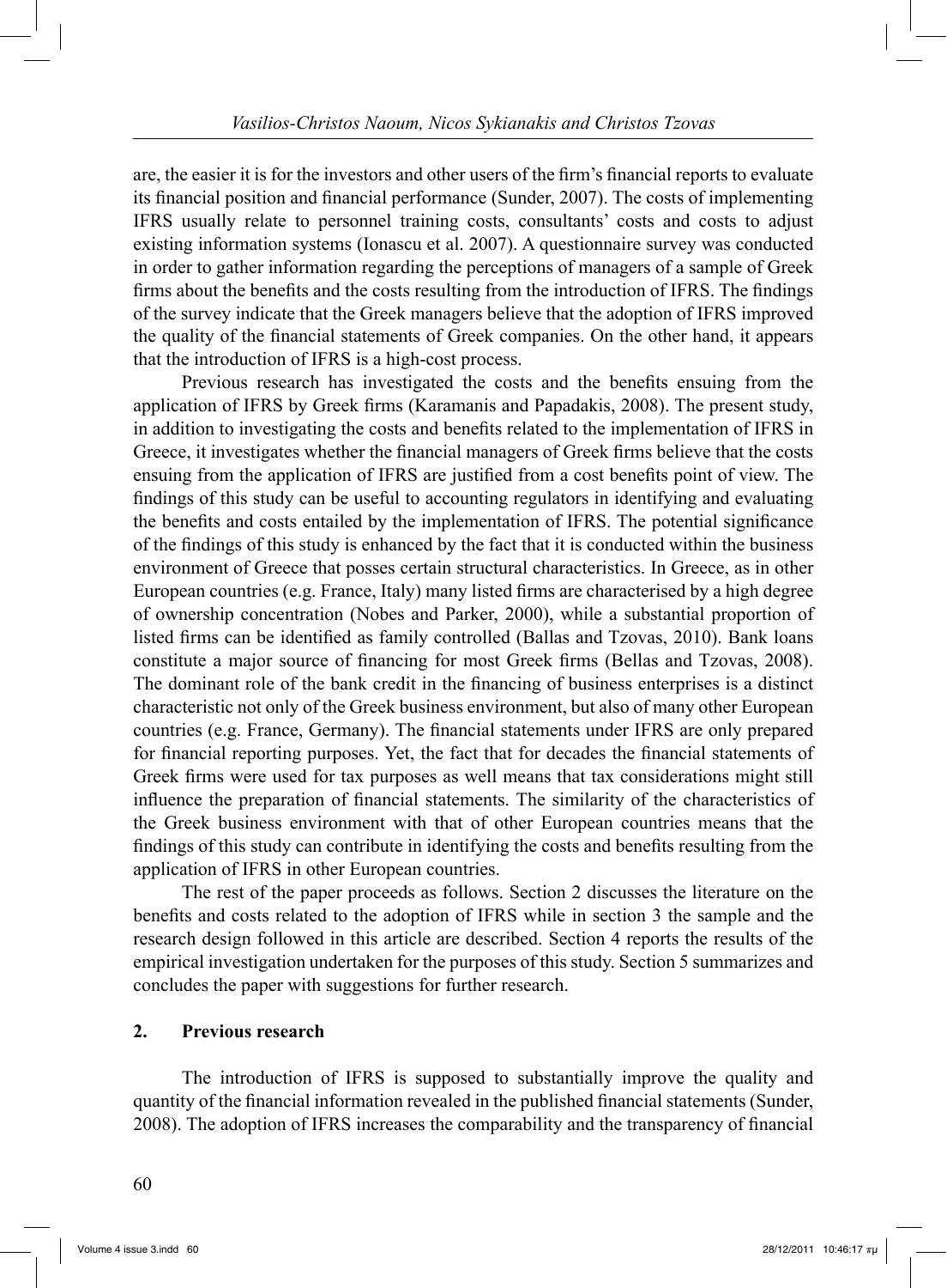are, the easier it is for the investors and other users of the firm's financial reports to evaluate its financial position and financial performance (Sunder, 2007). The costs of implementing IFRS usually relate to personnel training costs, consultants' costs and costs to adjust existing information systems (Ionascu et al. 2007). A questionnaire survey was conducted in order to gather information regarding the perceptions of managers of a sample of Greek firms about the benefits and the costs resulting from the introduction of IFRS. The findings of the survey indicate that the Greek managers believe that the adoption of IFRS improved the quality of the financial statements of Greek companies. On the other hand, it appears that the introduction of IFRS is a high-cost process.

Previous research has investigated the costs and the benefits ensuing from the application of IFRS by Greek firms (Karamanis and Papadakis, 2008). The present study, in addition to investigating the costs and benefits related to the implementation of IFRS in Greece, it investigates whether the financial managers of Greek firms believe that the costs ensuing from the application of IFRS are justified from a cost benefits point of view. The findings of this study can be useful to accounting regulators in identifying and evaluating the benefits and costs entailed by the implementation of IFRS. The potential significance of the findings of this study is enhanced by the fact that it is conducted within the business environment of Greece that posses certain structural characteristics. In Greece, as in other European countries (e.g. France, Italy) many listed firms are characterised by a high degree of ownership concentration (Nobes and Parker, 2000), while a substantial proportion of listed firms can be identified as family controlled (Ballas and Tzovas, 2010). Bank loans constitute a major source of financing for most Greek firms (Bellas and Tzovas, 2008). The dominant role of the bank credit in the financing of business enterprises is a distinct characteristic not only of the Greek business environment, but also of many other European countries (e.g. France, Germany). The financial statements under IFRS are only prepared for financial reporting purposes. Yet, the fact that for decades the financial statements of Greek firms were used for tax purposes as well means that tax considerations might still influence the preparation of financial statements. The similarity of the characteristics of the Greek business environment with that of other European countries means that the findings of this study can contribute in identifying the costs and benefits resulting from the application of IFRS in other European countries.

The rest of the paper proceeds as follows. Section 2 discusses the literature on the benefits and costs related to the adoption of IFRS while in section 3 the sample and the research design followed in this article are described. Section 4 reports the results of the empirical investigation undertaken for the purposes of this study. Section 5 summarizes and concludes the paper with suggestions for further research.

## 2. Previous research

The introduction of IFRS is supposed to substantially improve the quality and quantity of the financial information revealed in the published financial statements (Sunder, 2008). The adoption of IFRS increases the comparability and the transparency of financial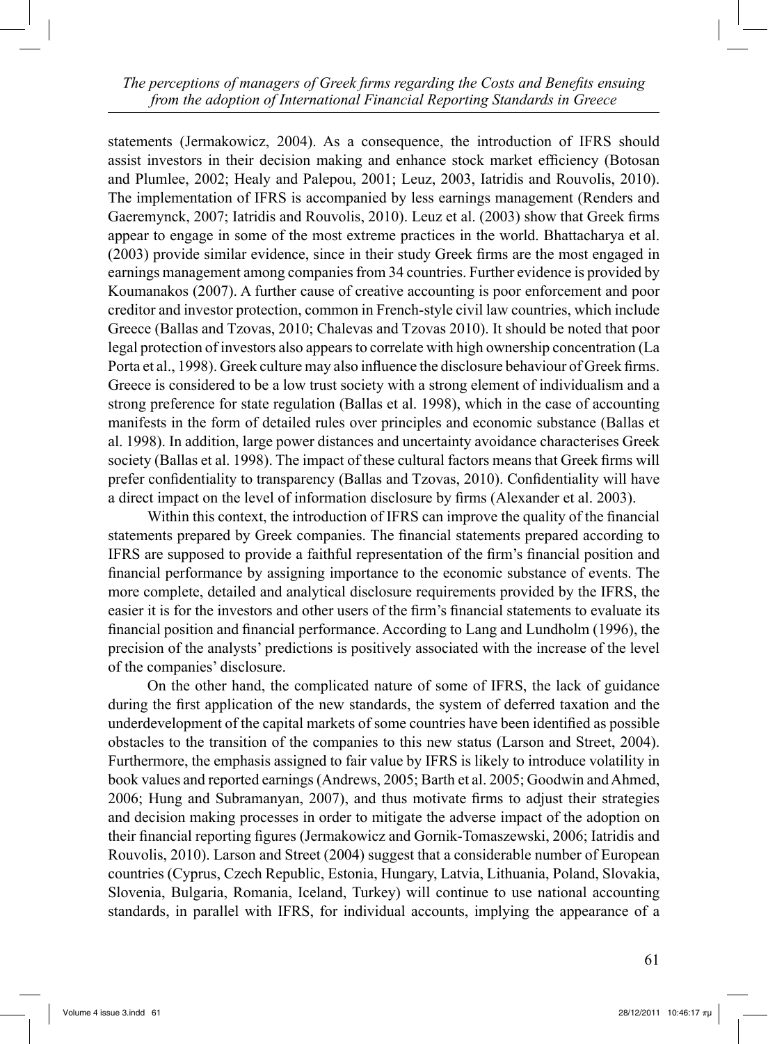statements (Jermakowicz, 2004). As a consequence, the introduction of IFRS should assist investors in their decision making and enhance stock market efficiency (Botosan and Plumlee, 2002; Healy and Palepou, 2001; Leuz, 2003, Iatridis and Rouvolis, 2010). The implementation of IFRS is accompanied by less earnings management (Renders and Gaeremynck, 2007; Iatridis and Rouvolis, 2010). Leuz et al. (2003) show that Greek firms appear to engage in some of the most extreme practices in the world. Bhattacharya et al. (2003) provide similar evidence, since in their study Greek firms are the most engaged in earnings management among companies from 34 countries. Further evidence is provided by Koumanakos (2007). A further cause of creative accounting is poor enforcement and poor creditor and investor protection, common in French-style civil law countries, which include Greece (Ballas and Tzovas, 2010; Chalevas and Tzovas 2010). It should be noted that poor legal protection of investors also appears to correlate with high ownership concentration (La Porta et al., 1998). Greek culture may also influence the disclosure behaviour of Greek firms. Greece is considered to be a low trust society with a strong element of individualism and a strong preference for state regulation (Ballas et al. 1998), which in the case of accounting manifests in the form of detailed rules over principles and economic substance (Ballas et al. 1998). In addition, large power distances and uncertainty avoidance characterises Greek society (Ballas et al. 1998). The impact of these cultural factors means that Greek firms will prefer confidentiality to transparency (Ballas and Tzovas, 2010). Confidentiality will have a direct impact on the level of information disclosure by firms (Alexander et al. 2003).

Within this context, the introduction of IFRS can improve the quality of the financial statements prepared by Greek companies. The financial statements prepared according to IFRS are supposed to provide a faithful representation of the firm's financial position and financial performance by assigning importance to the economic substance of events. The more complete, detailed and analytical disclosure requirements provided by the IFRS, the easier it is for the investors and other users of the firm's financial statements to evaluate its financial position and financial performance. According to Lang and Lundholm (1996), the precision of the analysts' predictions is positively associated with the increase of the level of the companies' disclosure.

On the other hand, the complicated nature of some of IFRS, the lack of guidance during the first application of the new standards, the system of deferred taxation and the underdevelopment of the capital markets of some countries have been identified as possible obstacles to the transition of the companies to this new status (Larson and Street, 2004). Furthermore, the emphasis assigned to fair value by IFRS is likely to introduce volatility in book values and reported earnings (Andrews, 2005; Barth et al. 2005; Goodwin and Ahmed, 2006; Hung and Subramanyan, 2007), and thus motivate firms to adjust their strategies and decision making processes in order to mitigate the adverse impact of the adoption on their financial reporting figures (Jermakowicz and Gornik-Tomaszewski, 2006; Iatridis and Rouvolis, 2010). Larson and Street (2004) suggest that a considerable number of European countries (Cyprus, Czech Republic, Estonia, Hungary, Latvia, Lithuania, Poland, Slovakia, Slovenia, Bulgaria, Romania, Iceland, Turkey) will continue to use national accounting standards, in parallel with IFRS, for individual accounts, implying the appearance of a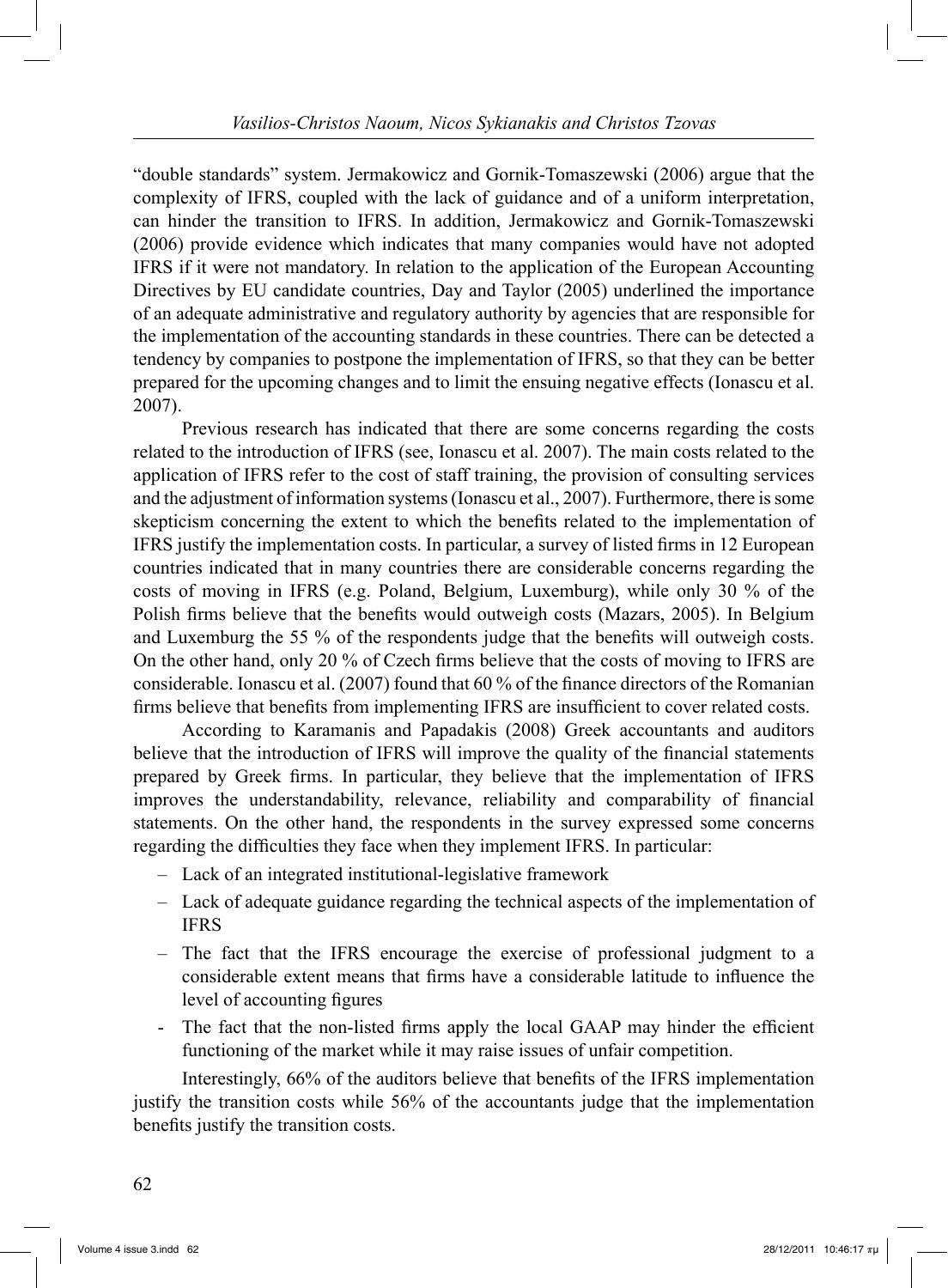"double standards" system. Jermakowicz and Gornik-Tomaszewski (2006) argue that the complexity of IFRS, coupled with the lack of guidance and of a uniform interpretation, can hinder the transition to IFRS. In addition, Jermakowicz and Gornik-Tomaszewski (2006) provide evidence which indicates that many companies would have not adopted IFRS if it were not mandatory. In relation to the application of the European Accounting Directives by EU candidate countries, Day and Taylor (2005) underlined the importance of an adequate administrative and regulatory authority by agencies that are responsible for the implementation of the accounting standards in these countries. There can be detected a tendency by companies to postpone the implementation of IFRS, so that they can be better prepared for the upcoming changes and to limit the ensuing negative effects (Ionascu et al. 2007).

Previous research has indicated that there are some concerns regarding the costs related to the introduction of IFRS (see, Ionascu et al. 2007). The main costs related to the application of IFRS refer to the cost of staff training, the provision of consulting services and the adjustment of information systems (Ionascu et al., 2007). Furthermore, there is some skepticism concerning the extent to which the benefits related to the implementation of IFRS justify the implementation costs. In particular, a survey of listed firms in 12 European countries indicated that in many countries there are considerable concerns regarding the costs of moving in IFRS (e.g. Poland, Belgium, Luxemburg), while only 30 % of the Polish firms believe that the benefits would outweigh costs (Mazars, 2005). In Belgium and Luxemburg the 55 % of the respondents judge that the benefits will outweigh costs. On the other hand, only 20 % of Czech firms believe that the costs of moving to IFRS are considerable. Ionascu et al. (2007) found that 60 % of the finance directors of the Romanian firms believe that benefits from implementing IFRS are insufficient to cover related costs.

According to Karamanis and Papadakis (2008) Greek accountants and auditors believe that the introduction of IFRS will improve the quality of the financial statements prepared by Greek firms. In particular, they believe that the implementation of IFRS improves the understandability, relevance, reliability and comparability of financial statements. On the other hand, the respondents in the survey expressed some concerns regarding the difficulties they face when they implement IFRS. In particular:

- Lack of an integrated institutional-legislative framework
- Lack of adequate guidance regarding the technical aspects of the implementation of IFRS
- The fact that the IFRS encourage the exercise of professional judgment to a considerable extent means that firms have a considerable latitude to influence the level of accounting figures
- The fact that the non-listed firms apply the local GAAP may hinder the efficient functioning of the market while it may raise issues of unfair competition.

Interestingly, 66% of the auditors believe that benefits of the IFRS implementation justify the transition costs while 56% of the accountants judge that the implementation benefits justify the transition costs.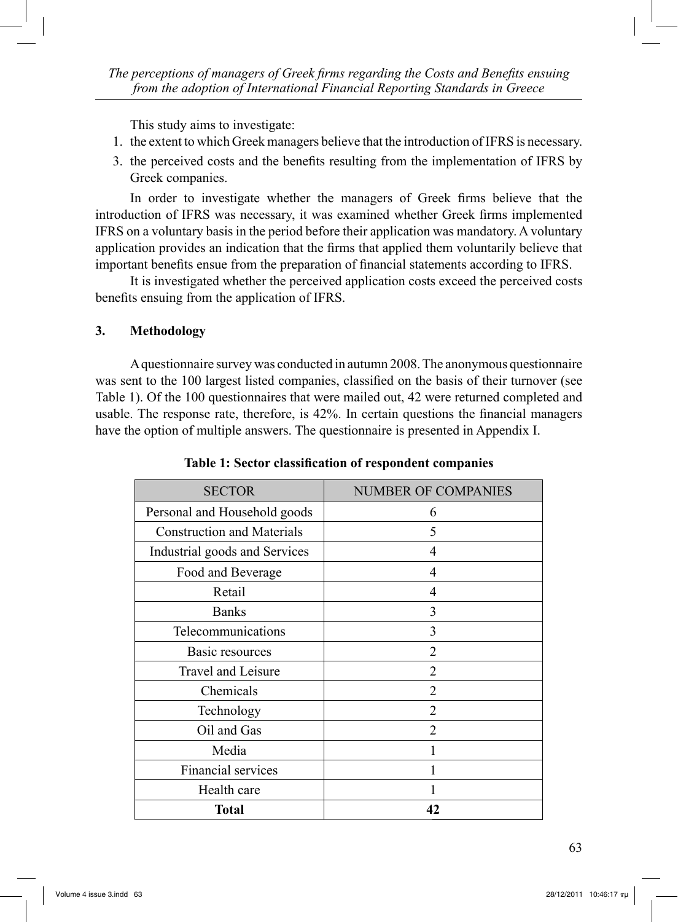This study aims to investigate:

1. the extent to which Greek managers believe that the introduction of IFRS is necessary.
3. the perceived costs and the benefits resulting from the implementation of IFRS by Greek companies.

In order to investigate whether the managers of Greek firms believe that the introduction of IFRS was necessary, it was examined whether Greek firms implemented IFRS on a voluntary basis in the period before their application was mandatory. A voluntary application provides an indication that the firms that applied them voluntarily believe that important benefits ensue from the preparation of financial statements according to IFRS.

It is investigated whether the perceived application costs exceed the perceived costs benefits ensuing from the application of IFRS.

## 3. Methodology

A questionnaire survey was conducted in autumn 2008. The anonymous questionnaire was sent to the 100 largest listed companies, classified on the basis of their turnover (see Table 1). Of the 100 questionnaires that were mailed out, 42 were returned completed and usable. The response rate, therefore, is 42%. In certain questions the financial managers have the option of multiple answers. The questionnaire is presented in Appendix I.

**Table 1: Sector classification of respondent companies**

| SECTOR | NUMBER OF COMPANIES |
|---|---|
| Personal and Household goods | 6 |
| Construction and Materials | 5 |
| Industrial goods and Services | 4 |
| Food and Beverage | 4 |
| Retail | 4 |
| Banks | 3 |
| Telecommunications | 3 |
| Basic resources | 2 |
| Travel and Leisure | 2 |
| Chemicals | 2 |
| Technology | 2 |
| Oil and Gas | 2 |
| Media | 1 |
| Financial services | 1 |
| Health care | 1 |
| **Total** | **42** |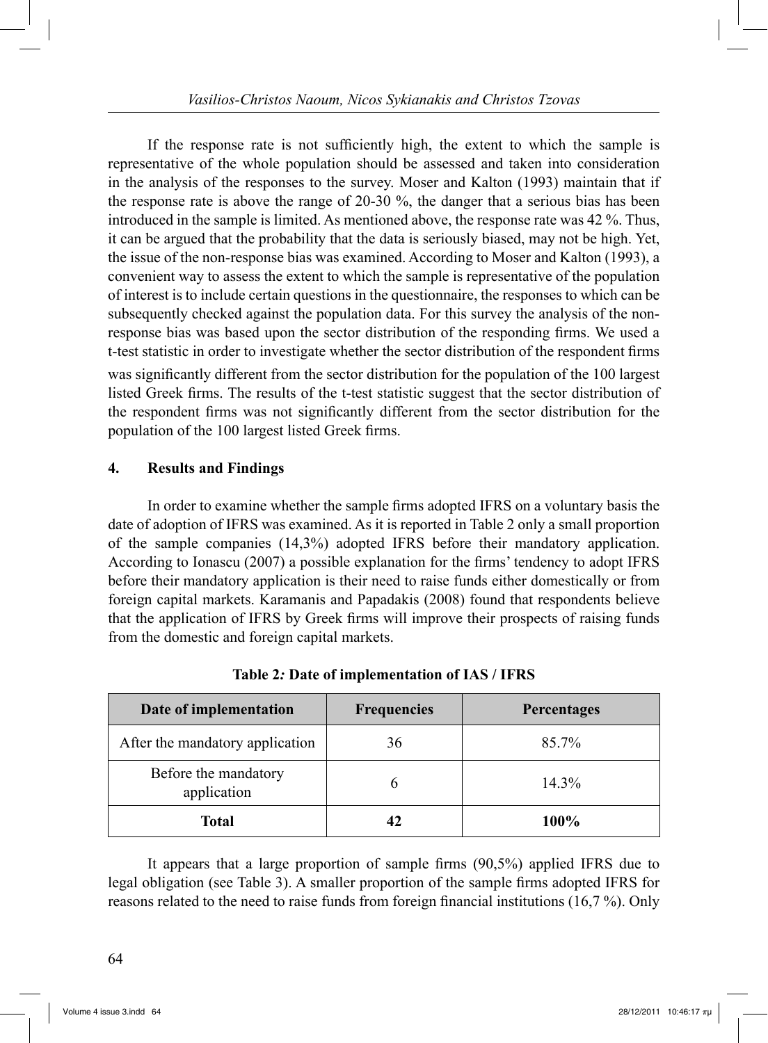If the response rate is not sufficiently high, the extent to which the sample is representative of the whole population should be assessed and taken into consideration in the analysis of the responses to the survey. Moser and Kalton (1993) maintain that if the response rate is above the range of 20-30 %, the danger that a serious bias has been introduced in the sample is limited. As mentioned above, the response rate was 42 %. Thus, it can be argued that the probability that the data is seriously biased, may not be high. Yet, the issue of the non-response bias was examined. According to Moser and Kalton (1993), a convenient way to assess the extent to which the sample is representative of the population of interest is to include certain questions in the questionnaire, the responses to which can be subsequently checked against the population data. For this survey the analysis of the non-response bias was based upon the sector distribution of the responding firms. We used a t-test statistic in order to investigate whether the sector distribution of the respondent firms was significantly different from the sector distribution for the population of the 100 largest listed Greek firms. The results of the t-test statistic suggest that the sector distribution of the respondent firms was not significantly different from the sector distribution for the population of the 100 largest listed Greek firms.

## 4. Results and Findings

In order to examine whether the sample firms adopted IFRS on a voluntary basis the date of adoption of IFRS was examined. As it is reported in Table 2 only a small proportion of the sample companies (14,3%) adopted IFRS before their mandatory application. According to Ionascu (2007) a possible explanation for the firms' tendency to adopt IFRS before their mandatory application is their need to raise funds either domestically or from foreign capital markets. Karamanis and Papadakis (2008) found that respondents believe that the application of IFRS by Greek firms will improve their prospects of raising funds from the domestic and foreign capital markets.

**Table 2: Date of implementation of IAS / IFRS**

| Date of implementation | Frequencies | Percentages |
|---|---|---|
| After the mandatory application | 36 | 85.7% |
| Before the mandatory application | 6 | 14.3% |
| **Total** | **42** | **100%** |

It appears that a large proportion of sample firms (90,5%) applied IFRS due to legal obligation (see Table 3). A smaller proportion of the sample firms adopted IFRS for reasons related to the need to raise funds from foreign financial institutions (16,7 %). Only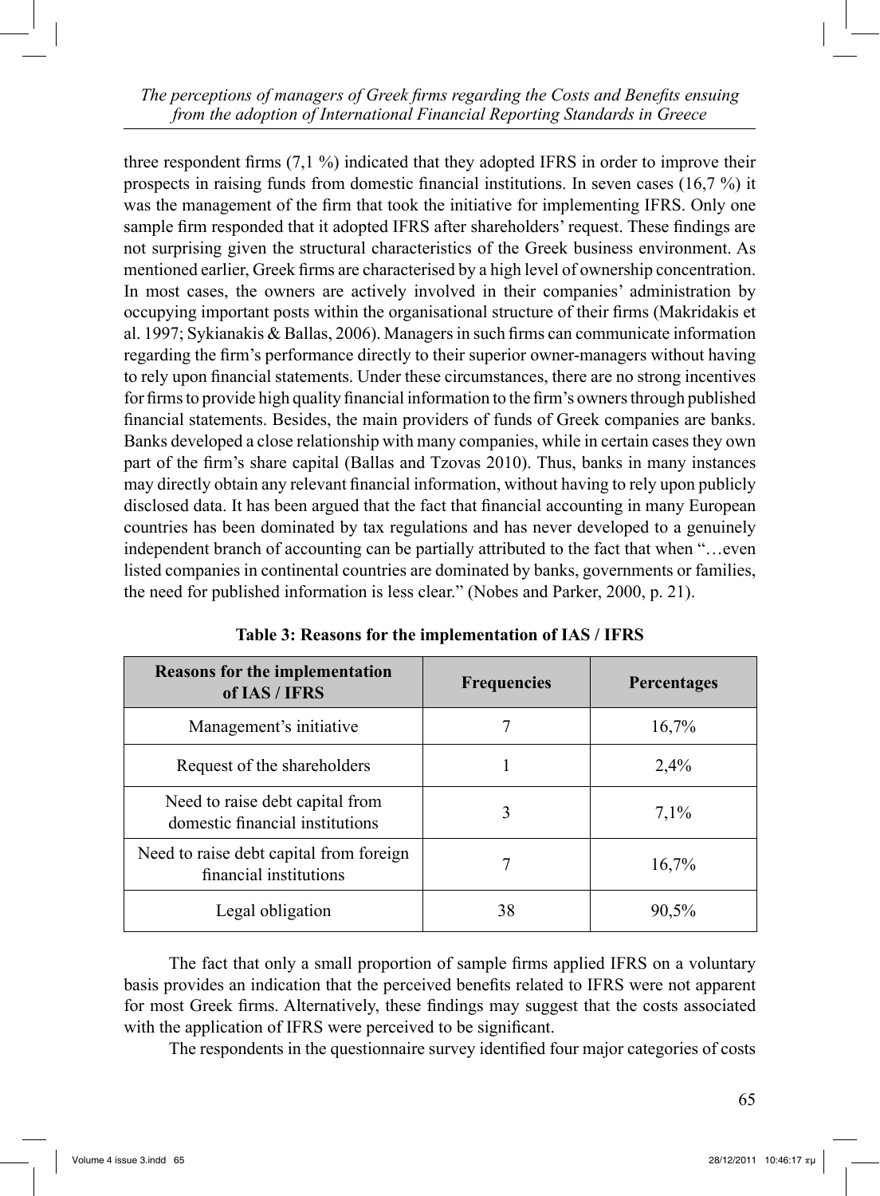three respondent firms (7,1 %) indicated that they adopted IFRS in order to improve their prospects in raising funds from domestic financial institutions. In seven cases (16,7 %) it was the management of the firm that took the initiative for implementing IFRS. Only one sample firm responded that it adopted IFRS after shareholders' request. These findings are not surprising given the structural characteristics of the Greek business environment. As mentioned earlier, Greek firms are characterised by a high level of ownership concentration. In most cases, the owners are actively involved in their companies' administration by occupying important posts within the organisational structure of their firms (Makridakis et al. 1997; Sykianakis & Ballas, 2006). Managers in such firms can communicate information regarding the firm's performance directly to their superior owner-managers without having to rely upon financial statements. Under these circumstances, there are no strong incentives for firms to provide high quality financial information to the firm's owners through published financial statements. Besides, the main providers of funds of Greek companies are banks. Banks developed a close relationship with many companies, while in certain cases they own part of the firm's share capital (Ballas and Tzovas 2010). Thus, banks in many instances may directly obtain any relevant financial information, without having to rely upon publicly disclosed data. It has been argued that the fact that financial accounting in many European countries has been dominated by tax regulations and has never developed to a genuinely independent branch of accounting can be partially attributed to the fact that when "…even listed companies in continental countries are dominated by banks, governments or families, the need for published information is less clear." (Nobes and Parker, 2000, p. 21).

**Table 3: Reasons for the implementation of IAS / IFRS**

| Reasons for the implementation of IAS / IFRS | Frequencies | Percentages |
|---|---|---|
| Management's initiative | 7 | 16,7% |
| Request of the shareholders | 1 | 2,4% |
| Need to raise debt capital from domestic financial institutions | 3 | 7,1% |
| Need to raise debt capital from foreign financial institutions | 7 | 16,7% |
| Legal obligation | 38 | 90,5% |

The fact that only a small proportion of sample firms applied IFRS on a voluntary basis provides an indication that the perceived benefits related to IFRS were not apparent for most Greek firms. Alternatively, these findings may suggest that the costs associated with the application of IFRS were perceived to be significant.

The respondents in the questionnaire survey identified four major categories of costs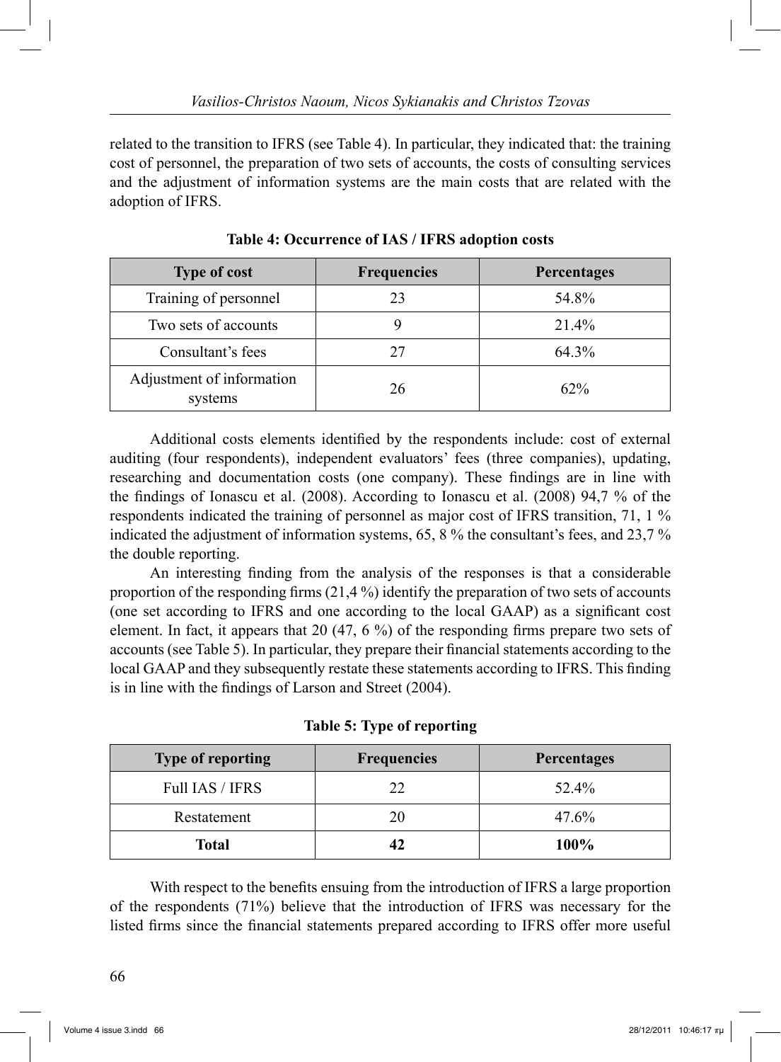related to the transition to IFRS (see Table 4). In particular, they indicated that: the training cost of personnel, the preparation of two sets of accounts, the costs of consulting services and the adjustment of information systems are the main costs that are related with the adoption of IFRS.

**Table 4: Occurrence of IAS / IFRS adoption costs**

| Type of cost | Frequencies | Percentages |
|---|---|---|
| Training of personnel | 23 | 54.8% |
| Two sets of accounts | 9 | 21.4% |
| Consultant's fees | 27 | 64.3% |
| Adjustment of information systems | 26 | 62% |

Additional costs elements identified by the respondents include: cost of external auditing (four respondents), independent evaluators' fees (three companies), updating, researching and documentation costs (one company). These findings are in line with the findings of Ionascu et al. (2008). According to Ionascu et al. (2008) 94,7 % of the respondents indicated the training of personnel as major cost of IFRS transition, 71, 1 % indicated the adjustment of information systems, 65, 8 % the consultant's fees, and 23,7 % the double reporting.

An interesting finding from the analysis of the responses is that a considerable proportion of the responding firms (21,4 %) identify the preparation of two sets of accounts (one set according to IFRS and one according to the local GAAP) as a significant cost element. In fact, it appears that 20 (47, 6 %) of the responding firms prepare two sets of accounts (see Table 5). In particular, they prepare their financial statements according to the local GAAP and they subsequently restate these statements according to IFRS. This finding is in line with the findings of Larson and Street (2004).

**Table 5: Type of reporting**

| Type of reporting | Frequencies | Percentages |
|---|---|---|
| Full IAS / IFRS | 22 | 52.4% |
| Restatement | 20 | 47.6% |
| **Total** | **42** | **100%** |

With respect to the benefits ensuing from the introduction of IFRS a large proportion of the respondents (71%) believe that the introduction of IFRS was necessary for the listed firms since the financial statements prepared according to IFRS offer more useful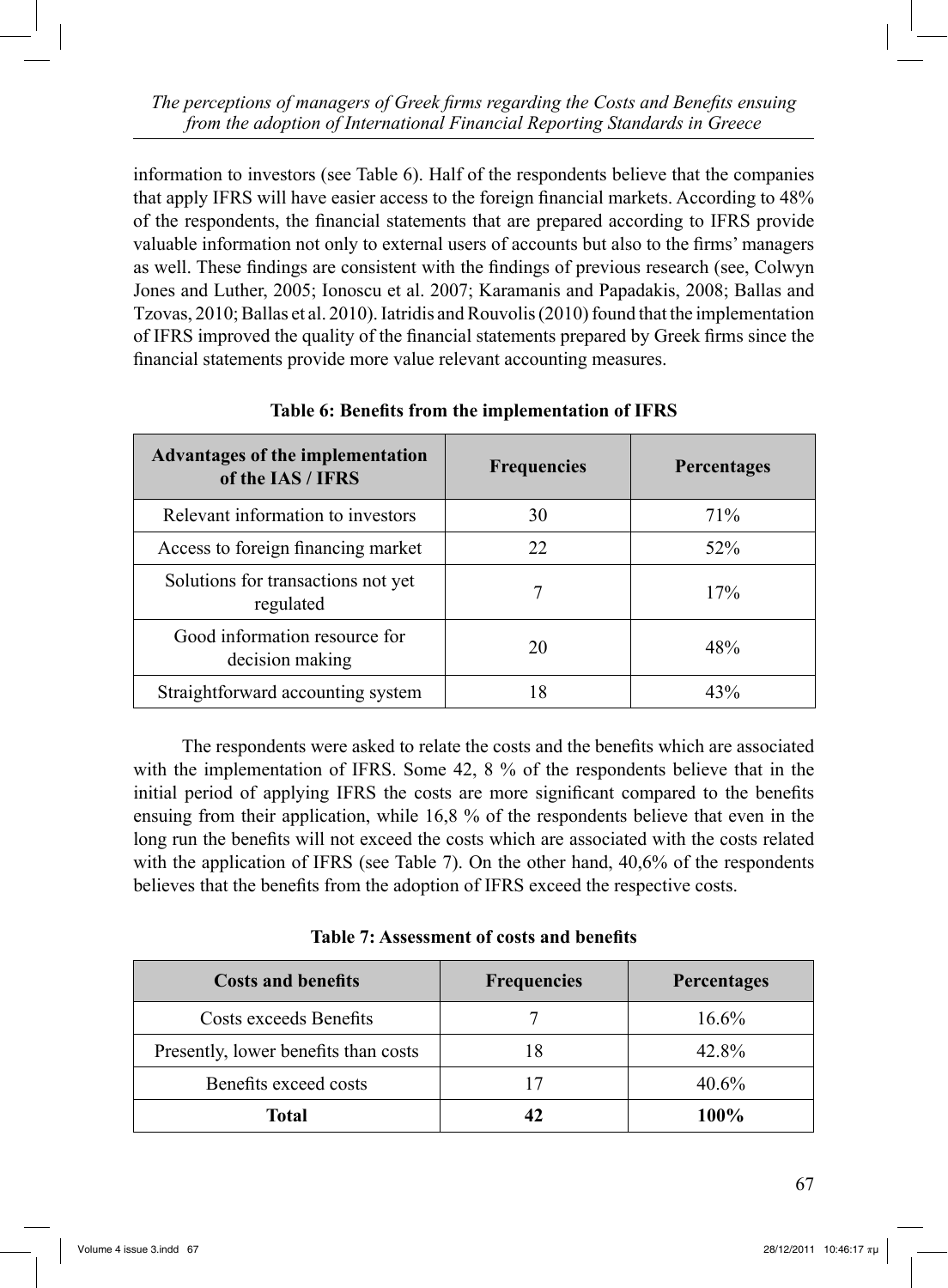information to investors (see Table 6). Half of the respondents believe that the companies that apply IFRS will have easier access to the foreign financial markets. According to 48% of the respondents, the financial statements that are prepared according to IFRS provide valuable information not only to external users of accounts but also to the firms' managers as well. These findings are consistent with the findings of previous research (see, Colwyn Jones and Luther, 2005; Ionoscu et al. 2007; Karamanis and Papadakis, 2008; Ballas and Tzovas, 2010; Ballas et al. 2010). Iatridis and Rouvolis (2010) found that the implementation of IFRS improved the quality of the financial statements prepared by Greek firms since the financial statements provide more value relevant accounting measures.

**Table 6: Benefits from the implementation of IFRS**

| Advantages of the implementation of the IAS / IFRS | Frequencies | Percentages |
|---|---|---|
| Relevant information to investors | 30 | 71% |
| Access to foreign financing market | 22 | 52% |
| Solutions for transactions not yet regulated | 7 | 17% |
| Good information resource for decision making | 20 | 48% |
| Straightforward accounting system | 18 | 43% |

The respondents were asked to relate the costs and the benefits which are associated with the implementation of IFRS. Some 42, 8 % of the respondents believe that in the initial period of applying IFRS the costs are more significant compared to the benefits ensuing from their application, while 16,8 % of the respondents believe that even in the long run the benefits will not exceed the costs which are associated with the costs related with the application of IFRS (see Table 7). On the other hand, 40,6% of the respondents believes that the benefits from the adoption of IFRS exceed the respective costs.

**Table 7: Assessment of costs and benefits**

| Costs and benefits | Frequencies | Percentages |
|---|---|---|
| Costs exceeds Benefits | 7 | 16.6% |
| Presently, lower benefits than costs | 18 | 42.8% |
| Benefits exceed costs | 17 | 40.6% |
| **Total** | **42** | **100%** |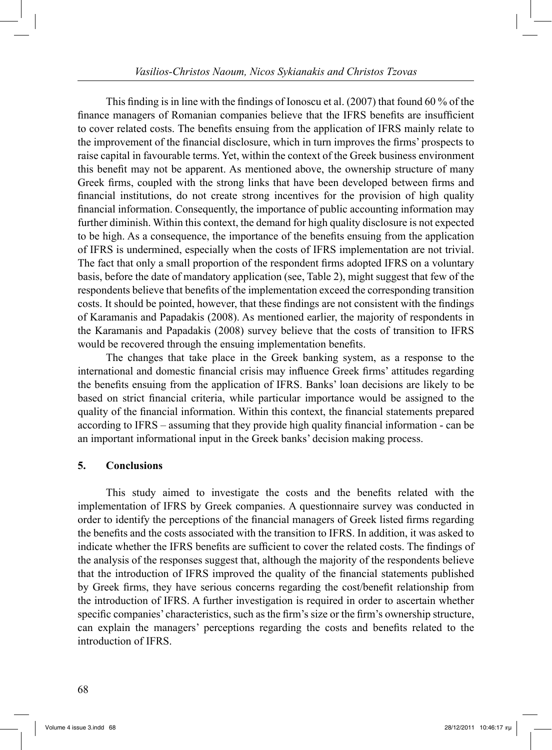This finding is in line with the findings of Ionoscu et al. (2007) that found 60 % of the finance managers of Romanian companies believe that the IFRS benefits are insufficient to cover related costs. The benefits ensuing from the application of IFRS mainly relate to the improvement of the financial disclosure, which in turn improves the firms' prospects to raise capital in favourable terms. Yet, within the context of the Greek business environment this benefit may not be apparent. As mentioned above, the ownership structure of many Greek firms, coupled with the strong links that have been developed between firms and financial institutions, do not create strong incentives for the provision of high quality financial information. Consequently, the importance of public accounting information may further diminish. Within this context, the demand for high quality disclosure is not expected to be high. As a consequence, the importance of the benefits ensuing from the application of IFRS is undermined, especially when the costs of IFRS implementation are not trivial. The fact that only a small proportion of the respondent firms adopted IFRS on a voluntary basis, before the date of mandatory application (see, Table 2), might suggest that few of the respondents believe that benefits of the implementation exceed the corresponding transition costs. It should be pointed, however, that these findings are not consistent with the findings of Karamanis and Papadakis (2008). As mentioned earlier, the majority of respondents in the Karamanis and Papadakis (2008) survey believe that the costs of transition to IFRS would be recovered through the ensuing implementation benefits.

The changes that take place in the Greek banking system, as a response to the international and domestic financial crisis may influence Greek firms' attitudes regarding the benefits ensuing from the application of IFRS. Banks' loan decisions are likely to be based on strict financial criteria, while particular importance would be assigned to the quality of the financial information. Within this context, the financial statements prepared according to IFRS – assuming that they provide high quality financial information - can be an important informational input in the Greek banks' decision making process.

## 5. Conclusions

This study aimed to investigate the costs and the benefits related with the implementation of IFRS by Greek companies. A questionnaire survey was conducted in order to identify the perceptions of the financial managers of Greek listed firms regarding the benefits and the costs associated with the transition to IFRS. In addition, it was asked to indicate whether the IFRS benefits are sufficient to cover the related costs. The findings of the analysis of the responses suggest that, although the majority of the respondents believe that the introduction of IFRS improved the quality of the financial statements published by Greek firms, they have serious concerns regarding the cost/benefit relationship from the introduction of IFRS. A further investigation is required in order to ascertain whether specific companies' characteristics, such as the firm's size or the firm's ownership structure, can explain the managers' perceptions regarding the costs and benefits related to the introduction of IFRS.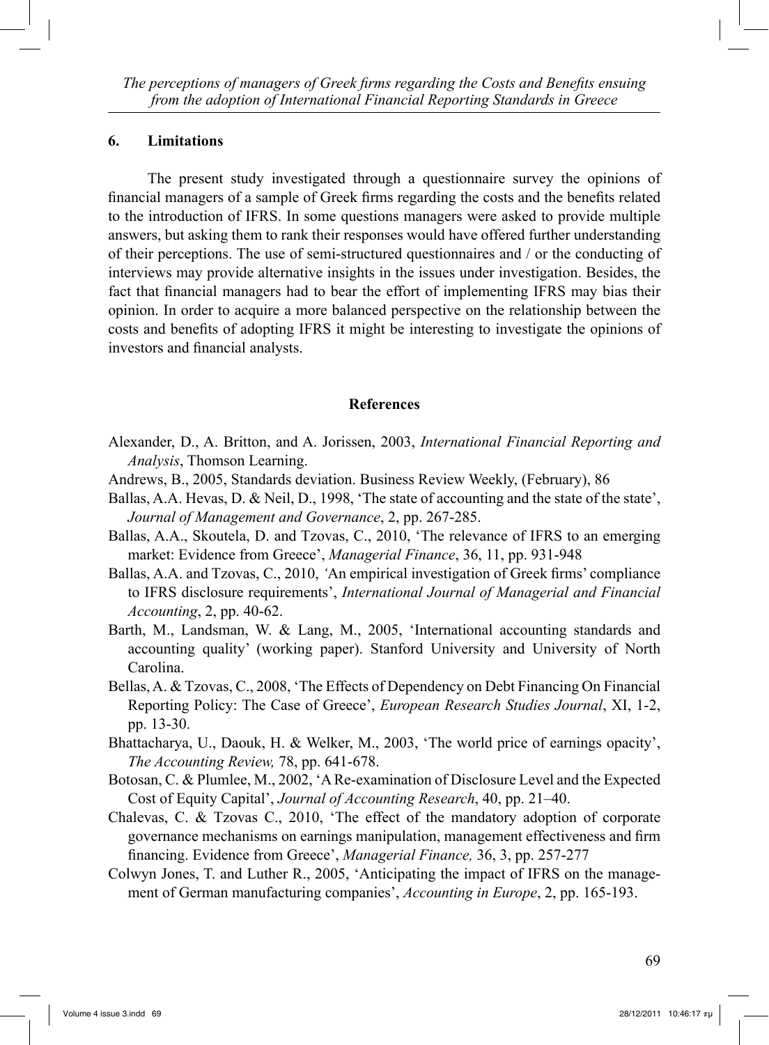## 6. Limitations

The present study investigated through a questionnaire survey the opinions of financial managers of a sample of Greek firms regarding the costs and the benefits related to the introduction of IFRS. In some questions managers were asked to provide multiple answers, but asking them to rank their responses would have offered further understanding of their perceptions. The use of semi-structured questionnaires and / or the conducting of interviews may provide alternative insights in the issues under investigation. Besides, the fact that financial managers had to bear the effort of implementing IFRS may bias their opinion. In order to acquire a more balanced perspective on the relationship between the costs and benefits of adopting IFRS it might be interesting to investigate the opinions of investors and financial analysts.

## References

Alexander, D., A. Britton, and A. Jorissen, 2003, *International Financial Reporting and Analysis*, Thomson Learning.

Andrews, B., 2005, Standards deviation. Business Review Weekly, (February), 86

Ballas, A.A. Hevas, D. & Neil, D., 1998, 'The state of accounting and the state of the state', *Journal of Management and Governance*, 2, pp. 267-285.

Ballas, A.A., Skoutela, D. and Tzovas, C., 2010, 'The relevance of IFRS to an emerging market: Evidence from Greece', *Managerial Finance*, 36, 11, pp. 931-948

Ballas, A.A. and Tzovas, C., 2010, 'An empirical investigation of Greek firms' compliance to IFRS disclosure requirements', *International Journal of Managerial and Financial Accounting*, 2, pp. 40-62.

Barth, M., Landsman, W. & Lang, M., 2005, 'International accounting standards and accounting quality' (working paper). Stanford University and University of North Carolina.

Bellas, A. & Tzovas, C., 2008, 'The Effects of Dependency on Debt Financing On Financial Reporting Policy: The Case of Greece', *European Research Studies Journal*, XI, 1-2, pp. 13-30.

Bhattacharya, U., Daouk, H. & Welker, M., 2003, 'The world price of earnings opacity', *The Accounting Review,* 78, pp. 641-678.

Botosan, C. & Plumlee, M., 2002, 'A Re-examination of Disclosure Level and the Expected Cost of Equity Capital', *Journal of Accounting Research*, 40, pp. 21–40.

Chalevas, C. & Tzovas C., 2010, 'The effect of the mandatory adoption of corporate governance mechanisms on earnings manipulation, management effectiveness and firm financing. Evidence from Greece', *Managerial Finance,* 36, 3, pp. 257-277

Colwyn Jones, T. and Luther R., 2005, 'Anticipating the impact of IFRS on the management of German manufacturing companies', *Accounting in Europe*, 2, pp. 165-193.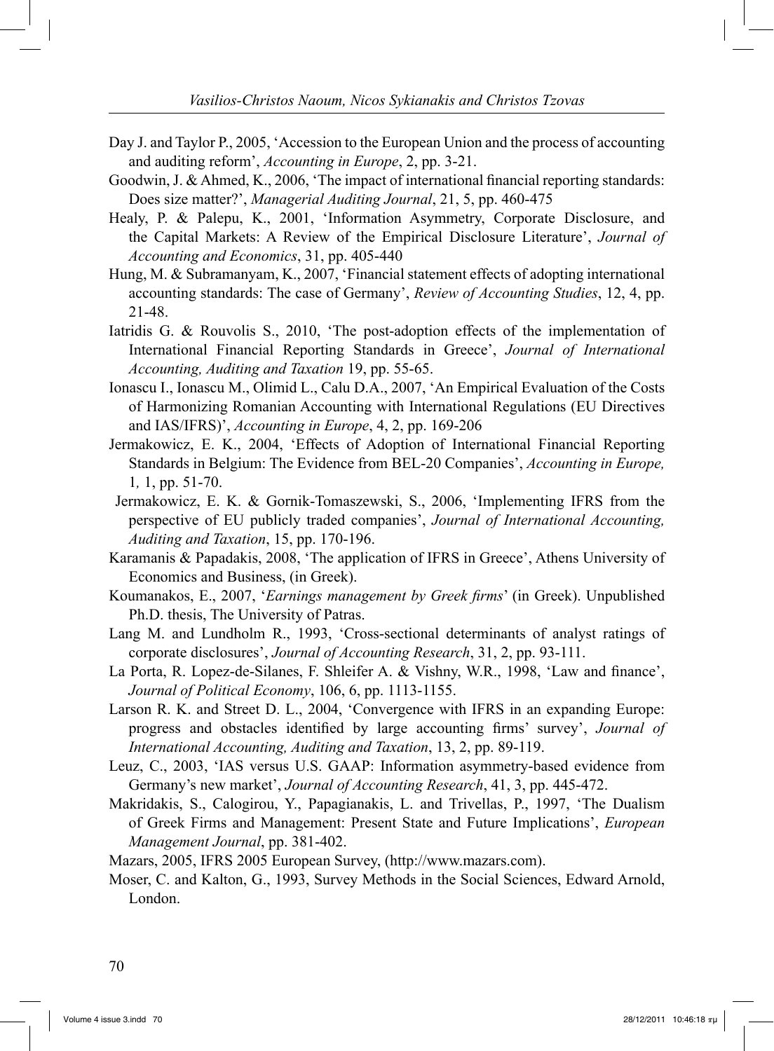Day J. and Taylor P., 2005, 'Accession to the European Union and the process of accounting and auditing reform', *Accounting in Europe*, 2, pp. 3-21.

Goodwin, J. & Ahmed, K., 2006, 'The impact of international financial reporting standards: Does size matter?', *Managerial Auditing Journal*, 21, 5, pp. 460-475

Healy, P. & Palepu, K., 2001, 'Information Asymmetry, Corporate Disclosure, and the Capital Markets: A Review of the Empirical Disclosure Literature', *Journal of Accounting and Economics*, 31, pp. 405-440

Hung, M. & Subramanyam, K., 2007, 'Financial statement effects of adopting international accounting standards: The case of Germany', *Review of Accounting Studies*, 12, 4, pp. 21-48.

Iatridis G. & Rouvolis S., 2010, 'The post-adoption effects of the implementation of International Financial Reporting Standards in Greece', *Journal of International Accounting, Auditing and Taxation* 19, pp. 55-65.

Ionascu I., Ionascu M., Olimid L., Calu D.A., 2007, 'An Empirical Evaluation of the Costs of Harmonizing Romanian Accounting with International Regulations (EU Directives and IAS/IFRS)', *Accounting in Europe*, 4, 2, pp. 169-206

Jermakowicz, E. K., 2004, 'Effects of Adoption of International Financial Reporting Standards in Belgium: The Evidence from BEL-20 Companies', *Accounting in Europe, 1,* 1, pp. 51-70.

Jermakowicz, E. K. & Gornik-Tomaszewski, S., 2006, 'Implementing IFRS from the perspective of EU publicly traded companies', *Journal of International Accounting, Auditing and Taxation*, 15, pp. 170-196.

Karamanis & Papadakis, 2008, 'The application of IFRS in Greece', Athens University of Economics and Business, (in Greek).

Koumanakos, E., 2007, '*Earnings management by Greek firms*' (in Greek). Unpublished Ph.D. thesis, The University of Patras.

Lang M. and Lundholm R., 1993, 'Cross-sectional determinants of analyst ratings of corporate disclosures', *Journal of Accounting Research*, 31, 2, pp. 93-111.

La Porta, R. Lopez-de-Silanes, F. Shleifer A. & Vishny, W.R., 1998, 'Law and finance', *Journal of Political Economy*, 106, 6, pp. 1113-1155.

Larson R. K. and Street D. L., 2004, 'Convergence with IFRS in an expanding Europe: progress and obstacles identified by large accounting firms' survey', *Journal of International Accounting, Auditing and Taxation*, 13, 2, pp. 89-119.

Leuz, C., 2003, 'IAS versus U.S. GAAP: Information asymmetry-based evidence from Germany's new market', *Journal of Accounting Research*, 41, 3, pp. 445-472.

Makridakis, S., Calogirou, Y., Papagianakis, L. and Trivellas, P., 1997, 'The Dualism of Greek Firms and Management: Present State and Future Implications', *European Management Journal*, pp. 381-402.

Mazars, 2005, IFRS 2005 European Survey, (http://www.mazars.com).

Moser, C. and Kalton, G., 1993, Survey Methods in the Social Sciences, Edward Arnold, London.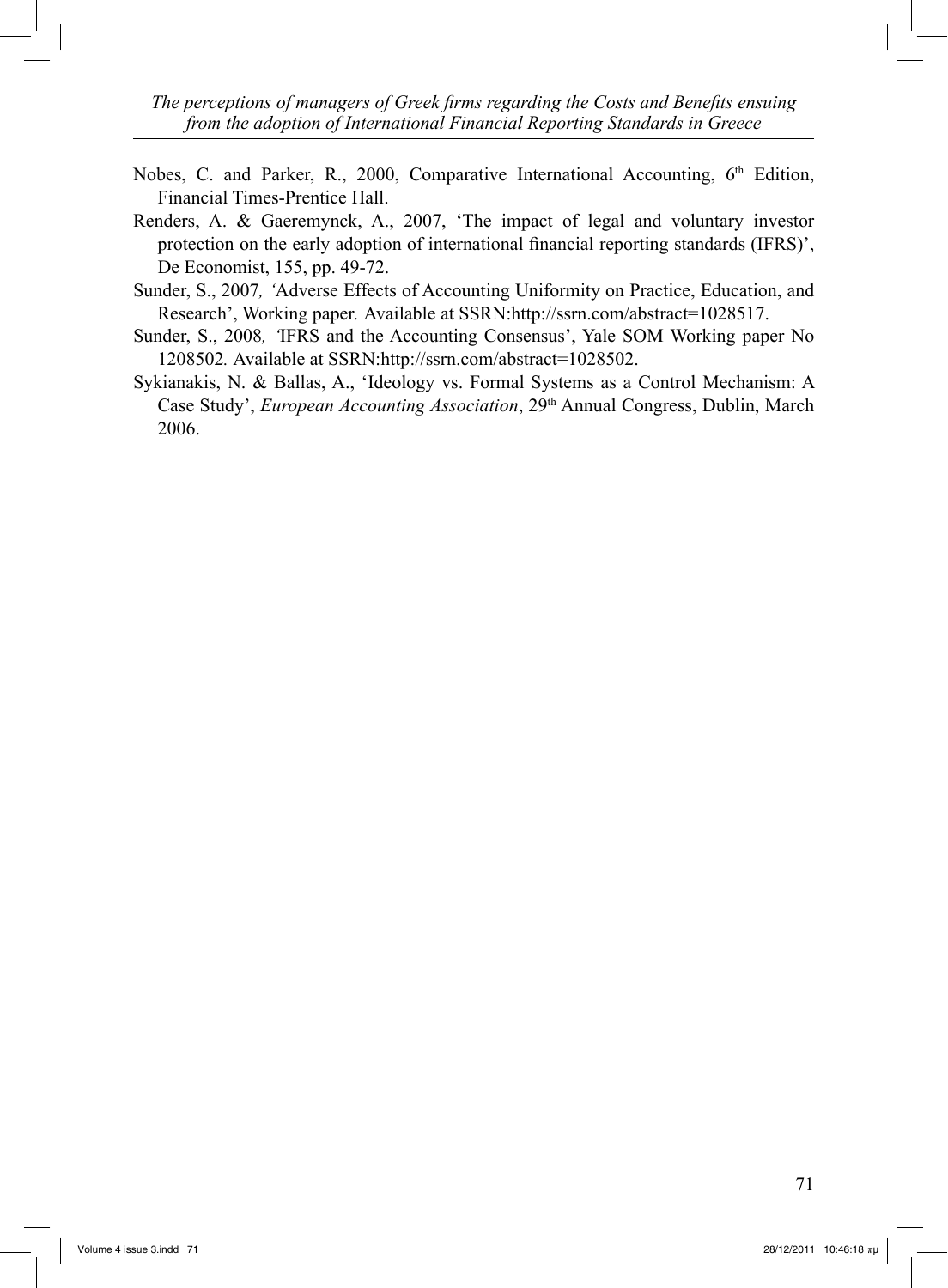Nobes, C. and Parker, R., 2000, Comparative International Accounting, 6th Edition, Financial Times-Prentice Hall.

Renders, A. & Gaeremynck, A., 2007, 'The impact of legal and voluntary investor protection on the early adoption of international financial reporting standards (IFRS)', De Economist, 155, pp. 49-72.

Sunder, S., 2007*, '*Adverse Effects of Accounting Uniformity on Practice, Education, and Research', Working paper*.* Available at SSRN:http://ssrn.com/abstract=1028517.

Sunder, S., 2008*, '*IFRS and the Accounting Consensus', Yale SOM Working paper No 1208502*.* Available at SSRN:http://ssrn.com/abstract=1028502.

Sykianakis, N. & Ballas, A., 'Ideology vs. Formal Systems as a Control Mechanism: A Case Study', *European Accounting Association*, 29th Annual Congress, Dublin, March 2006.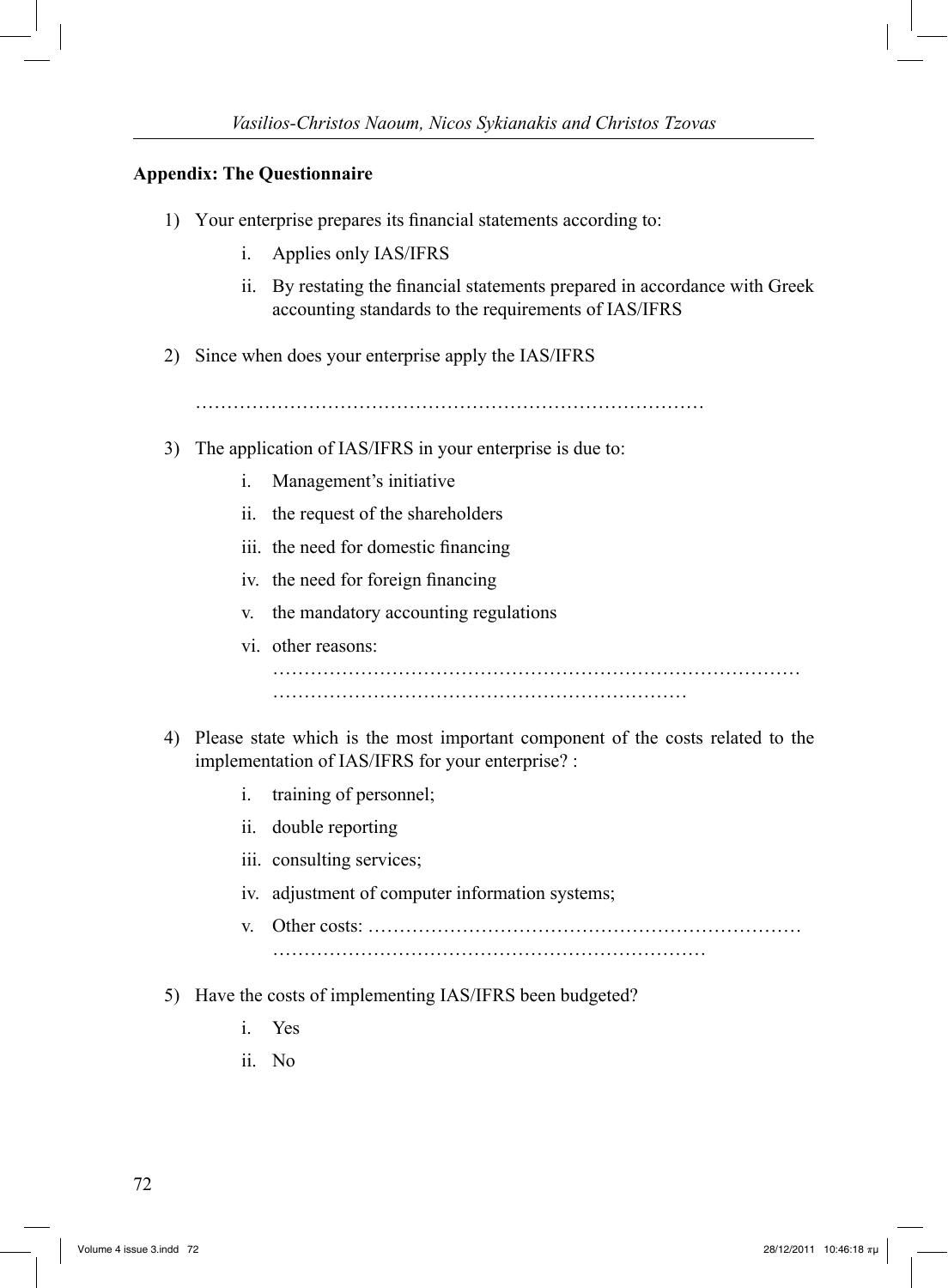**Appendix: The Questionnaire**

1) Your enterprise prepares its financial statements according to:

    i. Applies only IAS/IFRS

    ii. By restating the financial statements prepared in accordance with Greek accounting standards to the requirements of IAS/IFRS

2) Since when does your enterprise apply the IAS/IFRS

    ………………………………………………………………………

3) The application of IAS/IFRS in your enterprise is due to:

    i. Management's initiative

    ii. the request of the shareholders

    iii. the need for domestic financing

    iv. the need for foreign financing

    v. the mandatory accounting regulations

    vi. other reasons: ………………………………………………………………………
    ………………………………………………………

4) Please state which is the most important component of the costs related to the implementation of IAS/IFRS for your enterprise? :

    i. training of personnel;

    ii. double reporting

    iii. consulting services;

    iv. adjustment of computer information systems;

    v. Other costs: ……………………………………………………………
    ……………………………………………………………

5) Have the costs of implementing IAS/IFRS been budgeted?

    i. Yes

    ii. No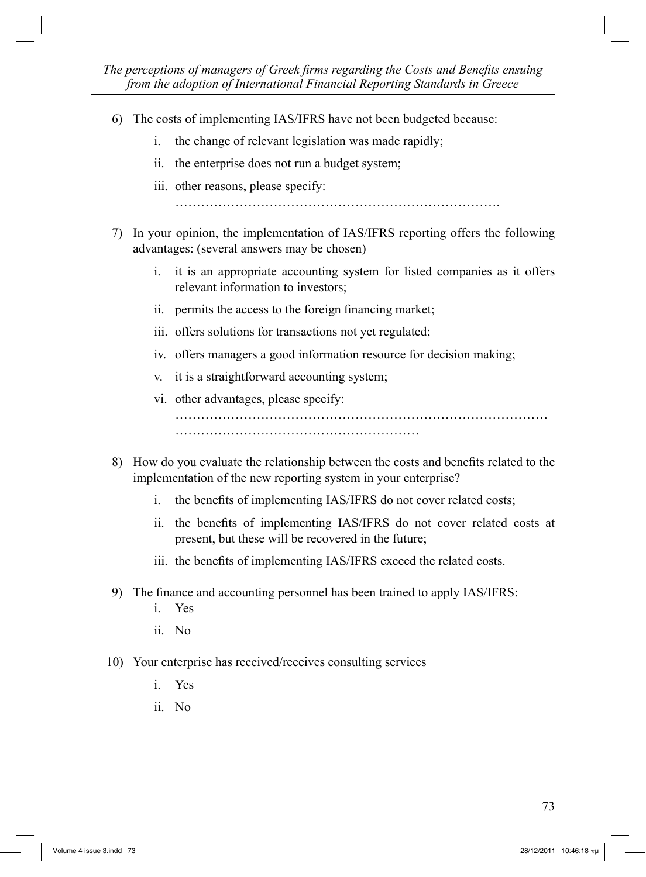6) The costs of implementing IAS/IFRS have not been budgeted because:

    i. the change of relevant legislation was made rapidly;

    ii. the enterprise does not run a budget system;

    iii. other reasons, please specify: ………………………………………………………………….

7) In your opinion, the implementation of IAS/IFRS reporting offers the following advantages: (several answers may be chosen)

    i. it is an appropriate accounting system for listed companies as it offers relevant information to investors;

    ii. permits the access to the foreign financing market;

    iii. offers solutions for transactions not yet regulated;

    iv. offers managers a good information resource for decision making;

    v. it is a straightforward accounting system;

    vi. other advantages, please specify: …………………………………………………………………………… …………………………………………………

8) How do you evaluate the relationship between the costs and benefits related to the implementation of the new reporting system in your enterprise?

    i. the benefits of implementing IAS/IFRS do not cover related costs;

    ii. the benefits of implementing IAS/IFRS do not cover related costs at present, but these will be recovered in the future;

    iii. the benefits of implementing IAS/IFRS exceed the related costs.

9) The finance and accounting personnel has been trained to apply IAS/IFRS:

    i. Yes

    ii. No

10) Your enterprise has received/receives consulting services

    i. Yes

    ii. No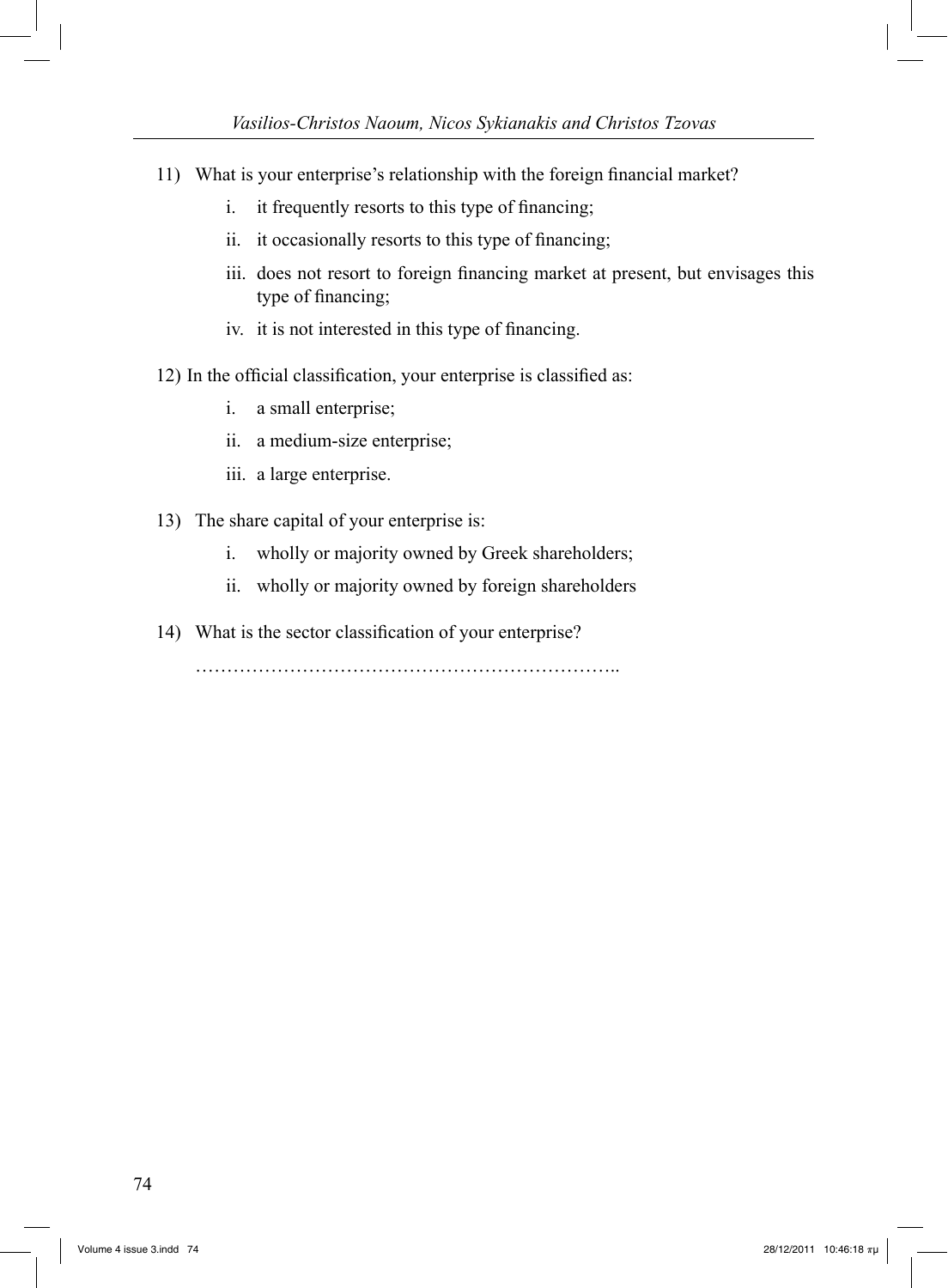11) What is your enterprise's relationship with the foreign financial market?

    i. it frequently resorts to this type of financing;

    ii. it occasionally resorts to this type of financing;

    iii. does not resort to foreign financing market at present, but envisages this type of financing;

    iv. it is not interested in this type of financing.

12) In the official classification, your enterprise is classified as:

    i. a small enterprise;

    ii. a medium-size enterprise;

    iii. a large enterprise.

13) The share capital of your enterprise is:

    i. wholly or majority owned by Greek shareholders;

    ii. wholly or majority owned by foreign shareholders

14) What is the sector classification of your enterprise?

    …………………………………………………………..